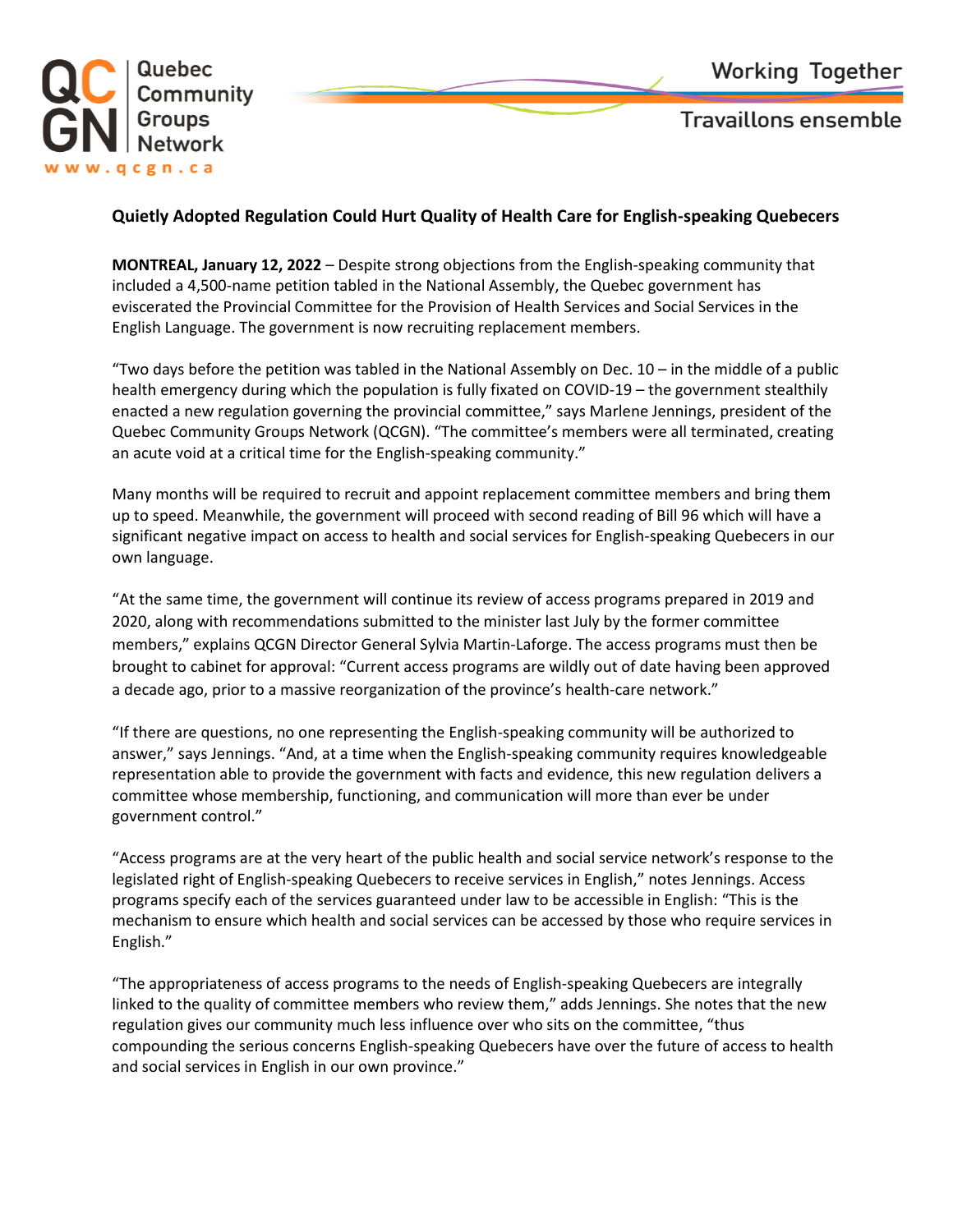# Quietly Adopted Regulation Could Hurt Quality of Health Care for English-speaking Quebecers

**MONTREAL, January 12, 2022** – Despite strong objections from the English-speaking community that included a 4,500-name petition tabled in the National Assembly, the Quebec government has eviscerated the Provincial Committee for the Provision of Health Services and Social Services in the English Language. The government is now recruiting replacement members.

"Two days before the petition was tabled in the National Assembly on Dec. 10 – in the middle of a public health emergency during which the population is fully fixated on COVID-19 – the government stealthily enacted a new regulation governing the provincial committee," says Marlene Jennings, president of the Quebec Community Groups Network (QCGN). "The committee's members were all terminated, creating an acute void at a critical time for the English-speaking community."

Many months will be required to recruit and appoint replacement committee members and bring them up to speed. Meanwhile, the government will proceed with second reading of Bill 96 which will have a significant negative impact on access to health and social services for English-speaking Quebecers in our own language.

"At the same time, the government will continue its review of access programs prepared in 2019 and 2020, along with recommendations submitted to the minister last July by the former committee members," explains QCGN Director General Sylvia Martin-Laforge. The access programs must then be brought to cabinet for approval: "Current access programs are wildly out of date having been approved a decade ago, prior to a massive reorganization of the province's health-care network."

"If there are questions, no one representing the English-speaking community will be authorized to answer," says Jennings. "And, at a time when the English-speaking community requires knowledgeable representation able to provide the government with facts and evidence, this new regulation delivers a committee whose membership, functioning, and communication will more than ever be under government control."

"Access programs are at the very heart of the public health and social service network's response to the legislated right of English-speaking Quebecers to receive services in English," notes Jennings. Access programs specify each of the services guaranteed under law to be accessible in English: "This is the mechanism to ensure which health and social services can be accessed by those who require services in English."

"The appropriateness of access programs to the needs of English-speaking Quebecers are integrally linked to the quality of committee members who review them," adds Jennings. She notes that the new regulation gives our community much less influence over who sits on the committee, "thus compounding the serious concerns English-speaking Quebecers have over the future of access to health and social services in English in our own province."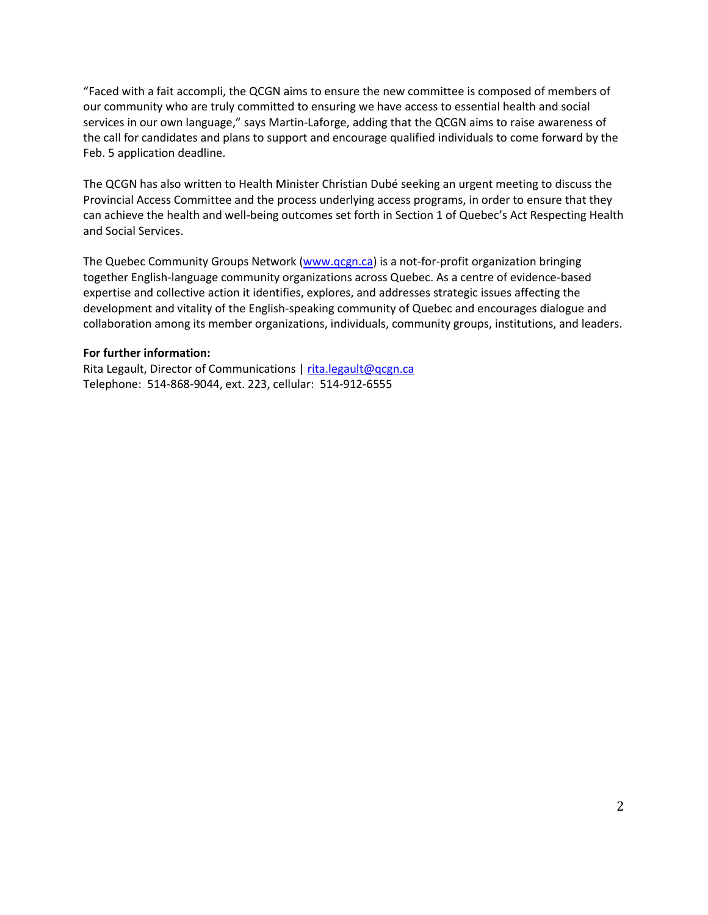"Faced with a fait accompli, the QCGN aims to ensure the new committee is composed of members of our community who are truly committed to ensuring we have access to essential health and social services in our own language," says Martin-Laforge, adding that the QCGN aims to raise awareness of the call for candidates and plans to support and encourage qualified individuals to come forward by the Feb. 5 application deadline.

The QCGN has also written to Health Minister Christian Dubé seeking an urgent meeting to discuss the Provincial Access Committee and the process underlying access programs, in order to ensure that they can achieve the health and well-being outcomes set forth in Section 1 of Quebec's Act Respecting Health and Social Services.

The Quebec Community Groups Network ([www.qcgn.ca](http://www.qcgn.ca)) is a not-for-profit organization bringing together English-language community organizations across Quebec. As a centre of evidence-based expertise and collective action it identifies, explores, and addresses strategic issues affecting the development and vitality of the English-speaking community of Quebec and encourages dialogue and collaboration among its member organizations, individuals, community groups, institutions, and leaders.

**For further information:**
Rita Legault, Director of Communications | [rita.legault@qcgn.ca](mailto:rita.legault@qcgn.ca)
Telephone: 514-868-9044, ext. 223, cellular: 514-912-6555